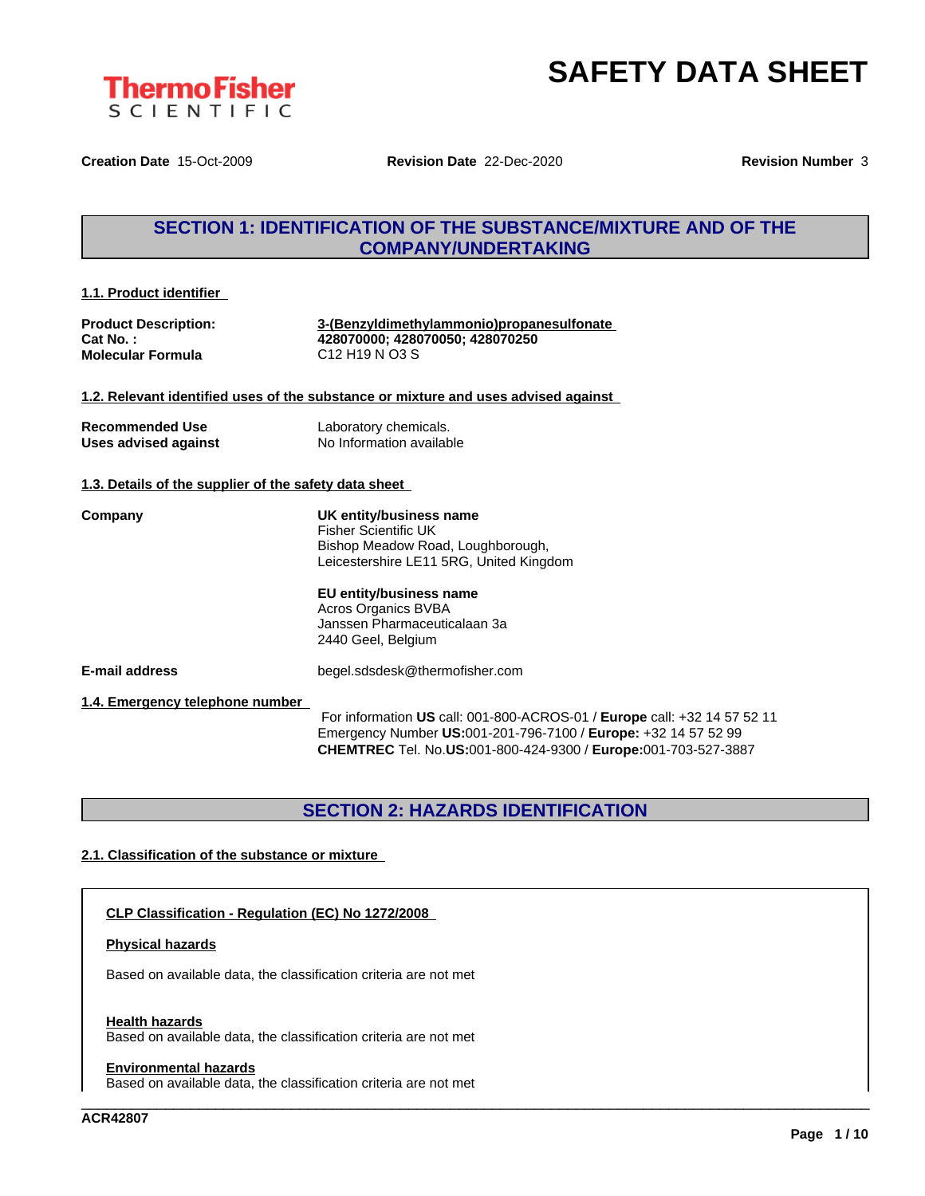# SAFETY DATA SHEET

**Creation Date** 15-Oct-2009 **Revision Date** 22-Dec-2020 **Revision Number** 3

## SECTION 1: IDENTIFICATION OF THE SUBSTANCE/MIXTURE AND OF THE COMPANY/UNDERTAKING

### 1.1. Product identifier

| | |
|---|---|
| **Product Description:** | **3-(Benzyldimethylammonio)propanesulfonate** |
| **Cat No. :** | **428070000; 428070050; 428070250** |
| **Molecular Formula** | C12 H19 N O3 S |

### 1.2. Relevant identified uses of the substance or mixture and uses advised against

| | |
|---|---|
| **Recommended Use** | Laboratory chemicals. |
| **Uses advised against** | No Information available |

### 1.3. Details of the supplier of the safety data sheet

**Company**

**UK entity/business name**
Fisher Scientific UK
Bishop Meadow Road, Loughborough,
Leicestershire LE11 5RG, United Kingdom

**EU entity/business name**
Acros Organics BVBA
Janssen Pharmaceuticalaan 3a
2440 Geel, Belgium

**E-mail address** begel.sdsdesk@thermofisher.com

### 1.4. Emergency telephone number

For information **US** call: 001-800-ACROS-01 / **Europe** call: +32 14 57 52 11
Emergency Number **US:**001-201-796-7100 / **Europe:** +32 14 57 52 99
**CHEMTREC** Tel. No.**US:**001-800-424-9300 / **Europe:**001-703-527-3887

## SECTION 2: HAZARDS IDENTIFICATION

### 2.1. Classification of the substance or mixture

**CLP Classification - Regulation (EC) No 1272/2008**

**Physical hazards**

Based on available data, the classification criteria are not met

**Health hazards**
Based on available data, the classification criteria are not met

**Environmental hazards**
Based on available data, the classification criteria are not met

ACR42807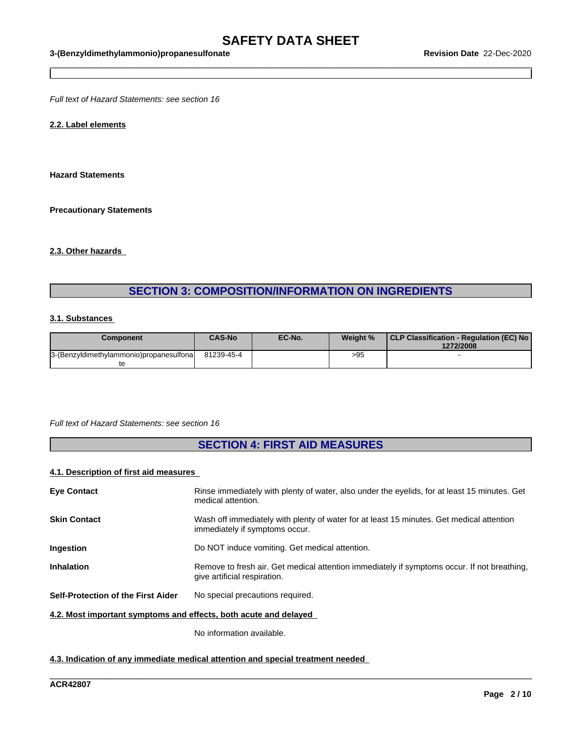*Full text of Hazard Statements: see section 16*

**2.2. Label elements**

**Hazard Statements**

**Precautionary Statements**

**2.3. Other hazards**

## SECTION 3: COMPOSITION/INFORMATION ON INGREDIENTS

**3.1. Substances**

| Component | CAS-No | EC-No. | Weight % | CLP Classification - Regulation (EC) No 1272/2008 |
|---|---|---|---|---|
| 3-(Benzyldimethylammonio)propanesulfonate | 81239-45-4 | | >95 | - |

*Full text of Hazard Statements: see section 16*

## SECTION 4: FIRST AID MEASURES

**4.1. Description of first aid measures**

**Eye Contact** Rinse immediately with plenty of water, also under the eyelids, for at least 15 minutes. Get medical attention.

**Skin Contact** Wash off immediately with plenty of water for at least 15 minutes. Get medical attention immediately if symptoms occur.

**Ingestion** Do NOT induce vomiting. Get medical attention.

**Inhalation** Remove to fresh air. Get medical attention immediately if symptoms occur. If not breathing, give artificial respiration.

**Self-Protection of the First Aider** No special precautions required.

**4.2. Most important symptoms and effects, both acute and delayed**

No information available.

**4.3. Indication of any immediate medical attention and special treatment needed**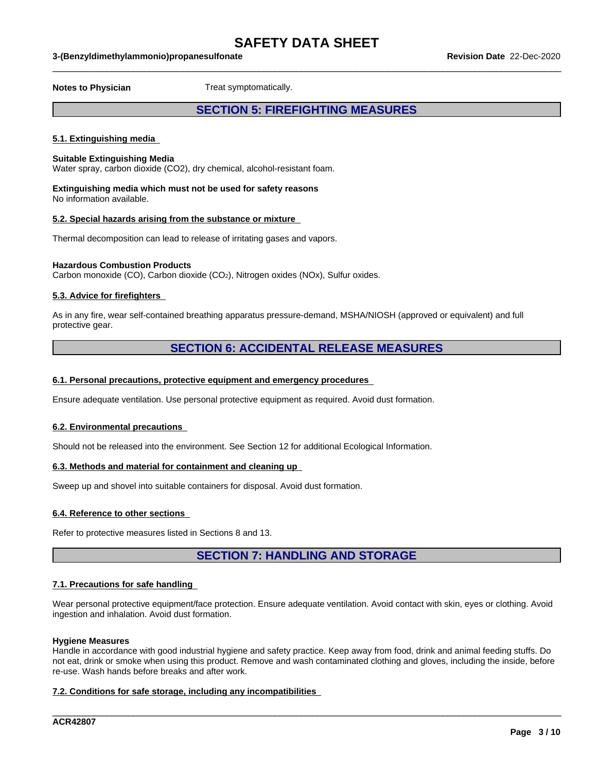**Notes to Physician** Treat symptomatically.

## SECTION 5: FIREFIGHTING MEASURES

### 5.1. Extinguishing media

**Suitable Extinguishing Media**
Water spray, carbon dioxide ($CO_2$), dry chemical, alcohol-resistant foam.

**Extinguishing media which must not be used for safety reasons**
No information available.

### 5.2. Special hazards arising from the substance or mixture

Thermal decomposition can lead to release of irritating gases and vapors.

**Hazardous Combustion Products**
Carbon monoxide (CO), Carbon dioxide ($CO_2$), Nitrogen oxides (NOx), Sulfur oxides.

### 5.3. Advice for firefighters

As in any fire, wear self-contained breathing apparatus pressure-demand, MSHA/NIOSH (approved or equivalent) and full protective gear.

## SECTION 6: ACCIDENTAL RELEASE MEASURES

### 6.1. Personal precautions, protective equipment and emergency procedures

Ensure adequate ventilation. Use personal protective equipment as required. Avoid dust formation.

### 6.2. Environmental precautions

Should not be released into the environment. See Section 12 for additional Ecological Information.

### 6.3. Methods and material for containment and cleaning up

Sweep up and shovel into suitable containers for disposal. Avoid dust formation.

### 6.4. Reference to other sections

Refer to protective measures listed in Sections 8 and 13.

## SECTION 7: HANDLING AND STORAGE

### 7.1. Precautions for safe handling

Wear personal protective equipment/face protection. Ensure adequate ventilation. Avoid contact with skin, eyes or clothing. Avoid ingestion and inhalation. Avoid dust formation.

**Hygiene Measures**
Handle in accordance with good industrial hygiene and safety practice. Keep away from food, drink and animal feeding stuffs. Do not eat, drink or smoke when using this product. Remove and wash contaminated clothing and gloves, including the inside, before re-use. Wash hands before breaks and after work.

### 7.2. Conditions for safe storage, including any incompatibilities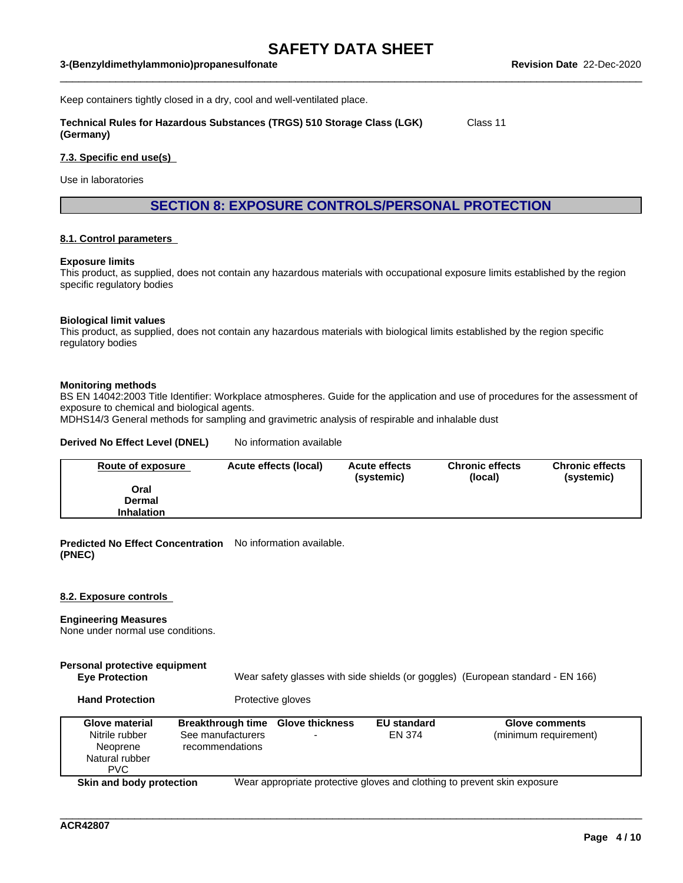Keep containers tightly closed in a dry, cool and well-ventilated place.

**Technical Rules for Hazardous Substances (TRGS) 510 Storage Class (LGK) (Germany)** Class 11

### 7.3. Specific end use(s)

Use in laboratories

## SECTION 8: EXPOSURE CONTROLS/PERSONAL PROTECTION

### 8.1. Control parameters

**Exposure limits**
This product, as supplied, does not contain any hazardous materials with occupational exposure limits established by the region specific regulatory bodies

**Biological limit values**
This product, as supplied, does not contain any hazardous materials with biological limits established by the region specific regulatory bodies

**Monitoring methods**
BS EN 14042:2003 Title Identifier: Workplace atmospheres. Guide for the application and use of procedures for the assessment of exposure to chemical and biological agents.
MDHS14/3 General methods for sampling and gravimetric analysis of respirable and inhalable dust

**Derived No Effect Level (DNEL)** No information available

| Route of exposure | Acute effects (local) | Acute effects (systemic) | Chronic effects (local) | Chronic effects (systemic) |
|---|---|---|---|---|
| **Oral** | | | | |
| **Dermal** | | | | |
| **Inhalation** | | | | |

**Predicted No Effect Concentration (PNEC)** No information available.

### 8.2. Exposure controls

**Engineering Measures**
None under normal use conditions.

**Personal protective equipment**

**Eye Protection** Wear safety glasses with side shields (or goggles) (European standard - EN 166)

**Hand Protection** Protective gloves

| Glove material | Breakthrough time | Glove thickness | EU standard | Glove comments |
|---|---|---|---|---|
| Nitrile rubber<br>Neoprene<br>Natural rubber<br>PVC | See manufacturers recommendations | - | EN 374 | (minimum requirement) |

**Skin and body protection** Wear appropriate protective gloves and clothing to prevent skin exposure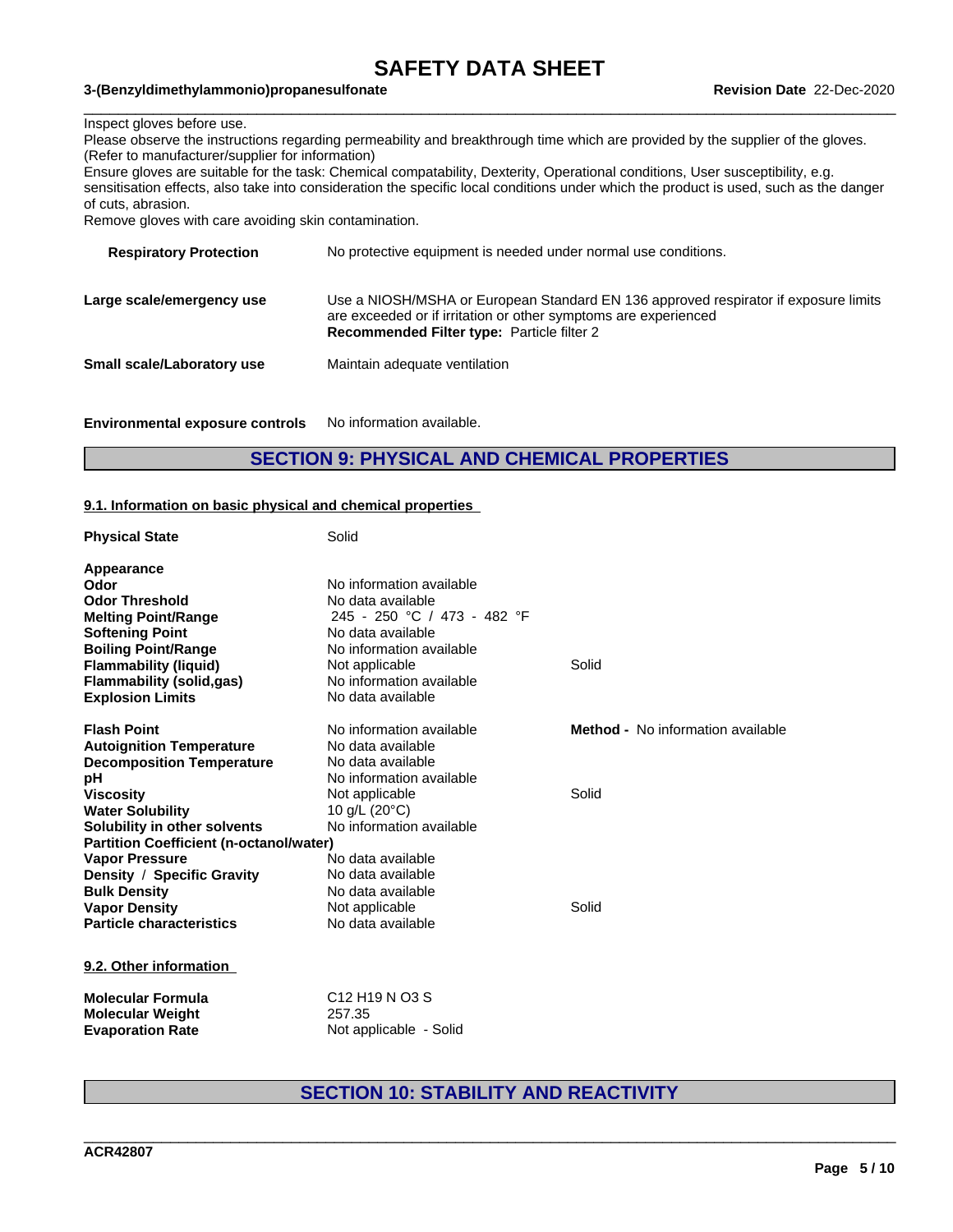Inspect gloves before use.
Please observe the instructions regarding permeability and breakthrough time which are provided by the supplier of the gloves. (Refer to manufacturer/supplier for information)
Ensure gloves are suitable for the task: Chemical compatability, Dexterity, Operational conditions, User susceptibility, e.g. sensitisation effects, also take into consideration the specific local conditions under which the product is used, such as the danger of cuts, abrasion.
Remove gloves with care avoiding skin contamination.

| | |
|---|---|
| **Respiratory Protection** | No protective equipment is needed under normal use conditions. |
| **Large scale/emergency use** | Use a NIOSH/MSHA or European Standard EN 136 approved respirator if exposure limits are exceeded or if irritation or other symptoms are experienced<br>**Recommended Filter type:** Particle filter 2 |
| **Small scale/Laboratory use** | Maintain adequate ventilation |

**Environmental exposure controls** No information available.

## SECTION 9: PHYSICAL AND CHEMICAL PROPERTIES

### 9.1. Information on basic physical and chemical properties

| | | |
|---|---|---|
| **Physical State** | Solid | |
| **Appearance** | | |
| **Odor** | No information available | |
| **Odor Threshold** | No data available | |
| **Melting Point/Range** | 245 - 250 °C / 473 - 482 °F | |
| **Softening Point** | No data available | |
| **Boiling Point/Range** | No information available | |
| **Flammability (liquid)** | Not applicable | Solid |
| **Flammability (solid,gas)** | No information available | |
| **Explosion Limits** | No data available | |
| **Flash Point** | No information available | **Method -** No information available |
| **Autoignition Temperature** | No data available | |
| **Decomposition Temperature** | No data available | |
| **pH** | No information available | |
| **Viscosity** | Not applicable | Solid |
| **Water Solubility** | 10 g/L (20°C) | |
| **Solubility in other solvents** | No information available | |
| **Partition Coefficient (n-octanol/water)** | | |
| **Vapor Pressure** | No data available | |
| **Density / Specific Gravity** | No data available | |
| **Bulk Density** | No data available | |
| **Vapor Density** | Not applicable | Solid |
| **Particle characteristics** | No data available | |

### 9.2. Other information

| | |
|---|---|
| **Molecular Formula** | C12 H19 N O3 S |
| **Molecular Weight** | 257.35 |
| **Evaporation Rate** | Not applicable - Solid |

## SECTION 10: STABILITY AND REACTIVITY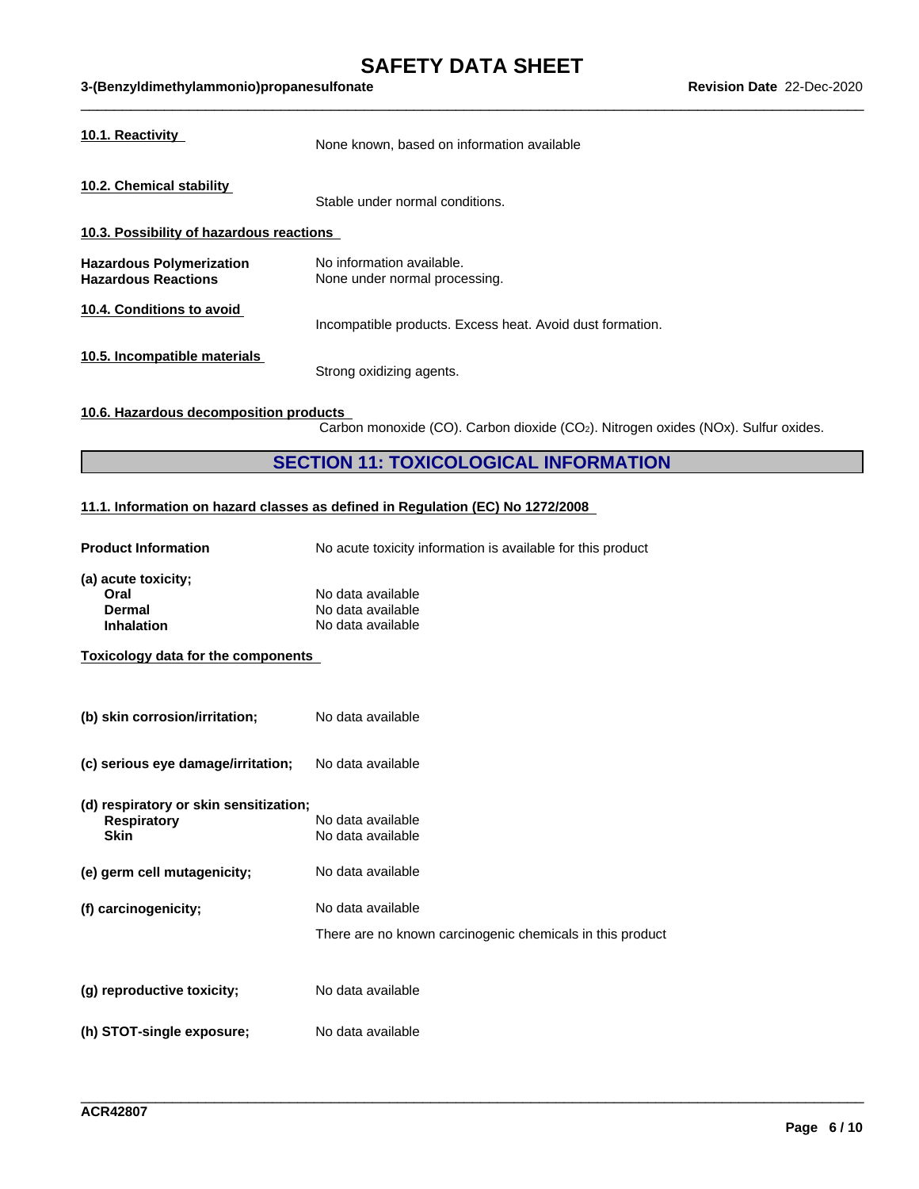**10.1. Reactivity**

None known, based on information available

**10.2. Chemical stability**

Stable under normal conditions.

**10.3. Possibility of hazardous reactions**

| | |
|---|---|
| **Hazardous Polymerization** | No information available. |
| **Hazardous Reactions** | None under normal processing. |

**10.4. Conditions to avoid**

Incompatible products. Excess heat. Avoid dust formation.

**10.5. Incompatible materials**

Strong oxidizing agents.

**10.6. Hazardous decomposition products**

Carbon monoxide (CO). Carbon dioxide ($CO_2$). Nitrogen oxides (NOx). Sulfur oxides.

## SECTION 11: TOXICOLOGICAL INFORMATION

**11.1. Information on hazard classes as defined in Regulation (EC) No 1272/2008**

**Product Information** No acute toxicity information is available for this product

**(a) acute toxicity;**

| | |
|---|---|
| **Oral** | No data available |
| **Dermal** | No data available |
| **Inhalation** | No data available |

**Toxicology data for the components**

**(b) skin corrosion/irritation;** No data available

**(c) serious eye damage/irritation;** No data available

**(d) respiratory or skin sensitization;**

| | |
|---|---|
| **Respiratory** | No data available |
| **Skin** | No data available |

**(e) germ cell mutagenicity;** No data available

**(f) carcinogenicity;** No data available

There are no known carcinogenic chemicals in this product

**(g) reproductive toxicity;** No data available

**(h) STOT-single exposure;** No data available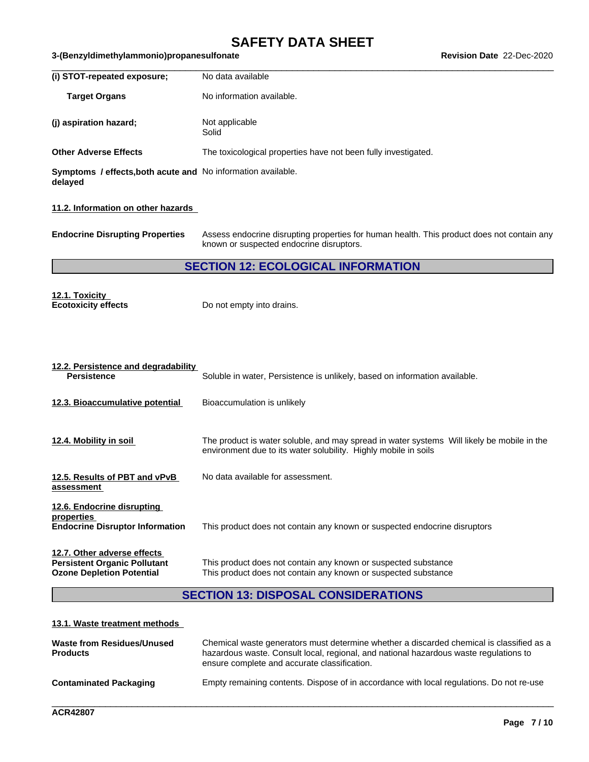| | |
|---|---|
| **(i) STOT-repeated exposure;** | No data available |
| **Target Organs** | No information available. |
| **(j) aspiration hazard;** | Not applicable<br>Solid |
| **Other Adverse Effects** | The toxicological properties have not been fully investigated. |
| **Symptoms / effects,both acute and delayed** | No information available. |

**11.2. Information on other hazards**

| | |
|---|---|
| **Endocrine Disrupting Properties** | Assess endocrine disrupting properties for human health. This product does not contain any known or suspected endocrine disruptors. |

## SECTION 12: ECOLOGICAL INFORMATION

**12.1. Toxicity**

| | |
|---|---|
| **Ecotoxicity effects** | Do not empty into drains. |

**12.2. Persistence and degradability**

| | |
|---|---|
| **Persistence** | Soluble in water, Persistence is unlikely, based on information available. |

| | |
|---|---|
| **12.3. Bioaccumulative potential** | Bioaccumulation is unlikely |
| **12.4. Mobility in soil** | The product is water soluble, and may spread in water systems Will likely be mobile in the environment due to its water solubility. Highly mobile in soils |
| **12.5. Results of PBT and vPvB assessment** | No data available for assessment. |

**12.6. Endocrine disrupting properties**

| | |
|---|---|
| **Endocrine Disruptor Information** | This product does not contain any known or suspected endocrine disruptors |

**12.7. Other adverse effects**

| | |
|---|---|
| **Persistent Organic Pollutant** | This product does not contain any known or suspected substance |
| **Ozone Depletion Potential** | This product does not contain any known or suspected substance |

## SECTION 13: DISPOSAL CONSIDERATIONS

**13.1. Waste treatment methods**

| | |
|---|---|
| **Waste from Residues/Unused Products** | Chemical waste generators must determine whether a discarded chemical is classified as a hazardous waste. Consult local, regional, and national hazardous waste regulations to ensure complete and accurate classification. |
| **Contaminated Packaging** | Empty remaining contents. Dispose of in accordance with local regulations. Do not re-use |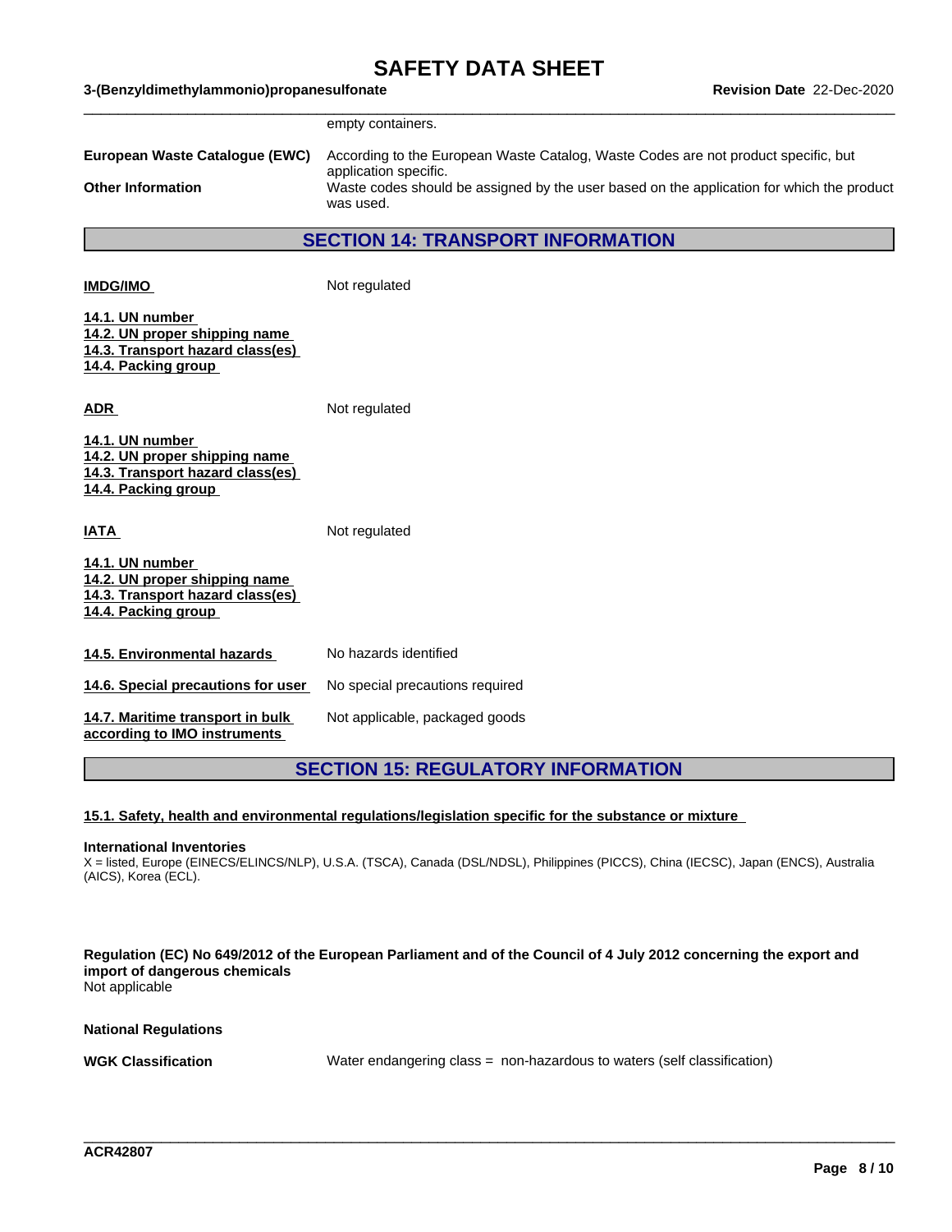empty containers.

**European Waste Catalogue (EWC)** According to the European Waste Catalog, Waste Codes are not product specific, but application specific.

**Other Information** Waste codes should be assigned by the user based on the application for which the product was used.

## SECTION 14: TRANSPORT INFORMATION

**IMDG/IMO** Not regulated

**14.1. UN number**
**14.2. UN proper shipping name**
**14.3. Transport hazard class(es)**
**14.4. Packing group**

**ADR** Not regulated

**14.1. UN number**
**14.2. UN proper shipping name**
**14.3. Transport hazard class(es)**
**14.4. Packing group**

**IATA** Not regulated

**14.1. UN number**
**14.2. UN proper shipping name**
**14.3. Transport hazard class(es)**
**14.4. Packing group**

**14.5. Environmental hazards** No hazards identified

**14.6. Special precautions for user** No special precautions required

**14.7. Maritime transport in bulk according to IMO instruments** Not applicable, packaged goods

## SECTION 15: REGULATORY INFORMATION

**15.1. Safety, health and environmental regulations/legislation specific for the substance or mixture**

**International Inventories**
X = listed, Europe (EINECS/ELINCS/NLP), U.S.A. (TSCA), Canada (DSL/NDSL), Philippines (PICCS), China (IECSC), Japan (ENCS), Australia (AICS), Korea (ECL).

**Regulation (EC) No 649/2012 of the European Parliament and of the Council of 4 July 2012 concerning the export and import of dangerous chemicals**
Not applicable

**National Regulations**

**WGK Classification** Water endangering class = non-hazardous to waters (self classification)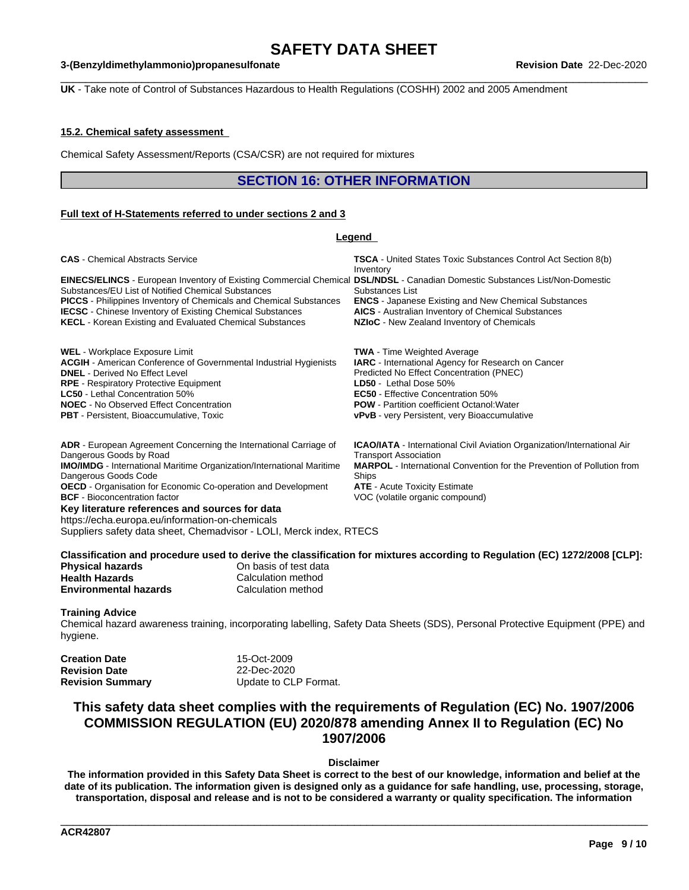**UK** - Take note of Control of Substances Hazardous to Health Regulations (COSHH) 2002 and 2005 Amendment

### 15.2. Chemical safety assessment

Chemical Safety Assessment/Reports (CSA/CSR) are not required for mixtures

## SECTION 16: OTHER INFORMATION

### Full text of H-Statements referred to under sections 2 and 3

**Legend**

**CAS** - Chemical Abstracts Service
**TSCA** - United States Toxic Substances Control Act Section 8(b) Inventory
**EINECS/ELINCS** - European Inventory of Existing Commercial Chemical Substances/EU List of Notified Chemical Substances
**DSL/NDSL** - Canadian Domestic Substances List/Non-Domestic Substances List
**PICCS** - Philippines Inventory of Chemicals and Chemical Substances
**ENCS** - Japanese Existing and New Chemical Substances
**IECSC** - Chinese Inventory of Existing Chemical Substances
**AICS** - Australian Inventory of Chemical Substances
**KECL** - Korean Existing and Evaluated Chemical Substances
**NZIoC** - New Zealand Inventory of Chemicals

**WEL** - Workplace Exposure Limit
**TWA** - Time Weighted Average
**ACGIH** - American Conference of Governmental Industrial Hygienists
**IARC** - International Agency for Research on Cancer
**DNEL** - Derived No Effect Level
Predicted No Effect Concentration (PNEC)
**RPE** - Respiratory Protective Equipment
**LD50** - Lethal Dose 50%
**LC50** - Lethal Concentration 50%
**EC50** - Effective Concentration 50%
**NOEC** - No Observed Effect Concentration
**POW** - Partition coefficient Octanol:Water
**PBT** - Persistent, Bioaccumulative, Toxic
**vPvB** - very Persistent, very Bioaccumulative

**ADR** - European Agreement Concerning the International Carriage of Dangerous Goods by Road
**ICAO/IATA** - International Civil Aviation Organization/International Air Transport Association
**IMO/IMDG** - International Maritime Organization/International Maritime Dangerous Goods Code
**MARPOL** - International Convention for the Prevention of Pollution from Ships
**OECD** - Organisation for Economic Co-operation and Development
**ATE** - Acute Toxicity Estimate
**BCF** - Bioconcentration factor
VOC (volatile organic compound)

**Key literature references and sources for data**
https://echa.europa.eu/information-on-chemicals
Suppliers safety data sheet, Chemadvisor - LOLI, Merck index, RTECS

**Classification and procedure used to derive the classification for mixtures according to Regulation (EC) 1272/2008 [CLP]:**

| | |
|---|---|
| **Physical hazards** | On basis of test data |
| **Health Hazards** | Calculation method |
| **Environmental hazards** | Calculation method |

**Training Advice**
Chemical hazard awareness training, incorporating labelling, Safety Data Sheets (SDS), Personal Protective Equipment (PPE) and hygiene.

| | |
|---|---|
| **Creation Date** | 15-Oct-2009 |
| **Revision Date** | 22-Dec-2020 |
| **Revision Summary** | Update to CLP Format. |

## This safety data sheet complies with the requirements of Regulation (EC) No. 1907/2006 COMMISSION REGULATION (EU) 2020/878 amending Annex II to Regulation (EC) No 1907/2006

**Disclaimer**

**The information provided in this Safety Data Sheet is correct to the best of our knowledge, information and belief at the date of its publication. The information given is designed only as a guidance for safe handling, use, processing, storage, transportation, disposal and release and is not to be considered a warranty or quality specification. The information**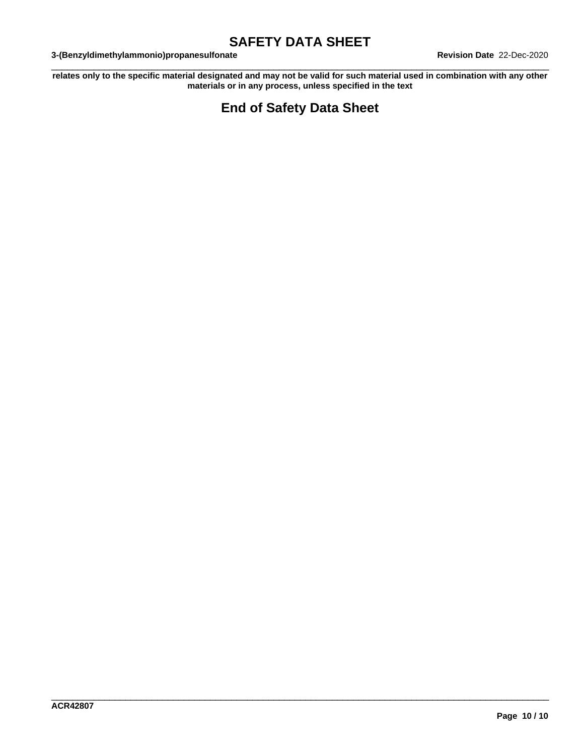**relates only to the specific material designated and may not be valid for such material used in combination with any other materials or in any process, unless specified in the text**

## End of Safety Data Sheet